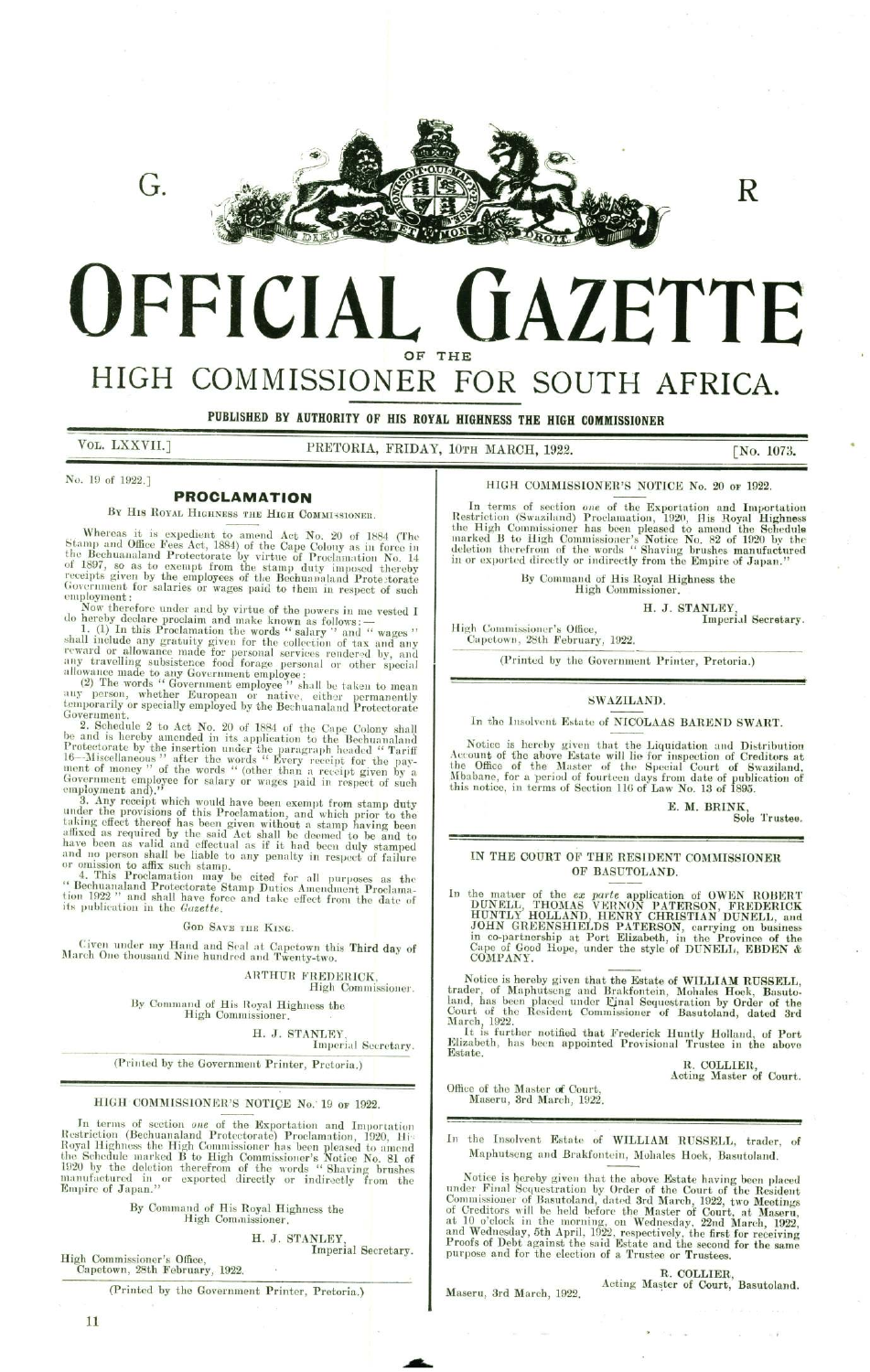G. R

# OFFICIAL GAZETTE

OF THE

## HIGH COMMISSIONER FOR SOUTH AFRICA.

**PUBLISHED BY AUTHORITY OF HIS ROYAL HIGHNESS THE HIGH COMMISSIONER**

VOL. LXXVII.] PRETORIA, FRIDAY, 10TH MARCH, 1922. [No. 1073.

No. 19 of 1922.]

### PROCLAMATION

BY HIS ROYAL HIGHNESS THE HIGH COMMISSIONER.

Whereas it is expedient to amend Act No. 20 of 1884 (The Stamp and Office Fees Act, 1884) of the Cape Colony as in force in the Bechuanaland Protectorate by virtue of Proclamation No. 14 of 1897, so as to exempt from the stamp duty imposed thereby receipts given by the employees of the Bechuanaland Protectorate Government for salaries or wages paid to them in respect of such employment:

Now therefore under and by virtue of the powers in me vested I do hereby declare proclaim and make known as follows:—

1. (1) In this Proclamation the words "salary" and "wages" shall include any gratuity given for the collection of tax and any reward or allowance made for personal services rendered by, and any travelling subsistence food forage personal or other special allowance made to any Government employee:

(2) The words "Government employee" shall be taken to mean any person, whether European or native, either permanently temporarily or specially employed by the Bechuanaland Protectorate Government.

2. Schedule 2 to Act No. 20 of 1884 of the Cape Colony shall be and is hereby amended in its application to the Bechuanaland Protectorate by the insertion under the paragraph headed "Tariff 16—Miscellaneous" after the words "Every receipt for the payment of money" of the words "(other than a receipt given by a Government employee for salary or wages paid in respect of such employment and)."

3. Any receipt which would have been exempt from stamp duty under the provisions of this Proclamation, and which prior to the taking effect thereof has been given without a stamp having been affixed as required by the said Act shall be deemed to be and to have been as valid and effectual as if it had been duly stamped and no person shall be liable to any penalty in respect of failure or omission to affix such stamp.

4. This Proclamation may be cited for all purposes as the "Bechuanaland Protectorate Stamp Duties Amendment Proclamation 1922" and shall have force and take effect from the date of its publication in the *Gazette*.

GOD SAVE THE KING.

Given under my Hand and Seal at Capetown this **Third** day of March One thousand Nine hundred and Twenty-two.

ARTHUR FREDERICK,
High Commissioner.

By Command of His Royal Highness the
High Commissioner.

H. J. STANLEY,
Imperial Secretary.

(Printed by the Government Printer, Pretoria.)

---

HIGH COMMISSIONER'S NOTICE No. 19 OF 1922.

In terms of section *one* of the Exportation and Importation Restriction (Bechuanaland Protectorate) Proclamation, 1920, His Royal Highness the High Commissioner has been pleased to amend the Schedule marked B to High Commissioner's Notice No. 81 of 1920 by the deletion therefrom of the words "Shaving brushes manufactured in or exported directly or indirectly from the Empire of Japan."

By Command of His Royal Highness the
High Commissioner.

H. J. STANLEY,
Imperial Secretary.

High Commissioner's Office,
Capetown, 28th February, 1922.

(Printed by the Government Printer, Pretoria.)

---

HIGH COMMISSIONER'S NOTICE No. 20 OF 1922.

In terms of section *one* of the Exportation and Importation Restriction (Swaziland) Proclamation, 1920, His Royal Highness the High Commissioner has been pleased to amend the Schedule marked B to High Commissioner's Notice No. 82 of 1920 by the deletion therefrom of the words "Shaving brushes manufactured in or exported directly or indirectly from the Empire of Japan."

By Command of His Royal Highness the
High Commissioner.

H. J. STANLEY,
Imperial Secretary.

High Commissioner's Office,
Capetown, 28th February, 1922.

(Printed by the Government Printer, Pretoria.)

---

SWAZILAND.

In the Insolvent Estate of NICOLAAS BAREND SWART.

Notice is hereby given that the Liquidation and Distribution Account of the above Estate will lie for inspection of Creditors at the Office of the Master of the Special Court of Swaziland, Mbabane, for a period of fourteen days from date of publication of this notice, in terms of Section 116 of Law No. 13 of 1895.

E. M. BRINK,
Sole Trustee.

---

IN THE COURT OF THE RESIDENT COMMISSIONER OF BASUTOLAND.

In the matter of the *ex parte* application of OWEN ROBERT DUNELL, THOMAS VERNON PATERSON, FREDERICK HUNTLY HOLLAND, HENRY CHRISTIAN DUNELL, and JOHN GREENSHIELDS PATERSON, carrying on business in co-partnership at Port Elizabeth, in the Province of the Cape of Good Hope, under the style of DUNELL, EBDEN & COMPANY.

Notice is hereby given that the Estate of **WILLIAM RUSSELL**, trader, of Maphutseng and Brakfontein, Mohales Hoek, Basutoland, has been placed under Final Sequestration by Order of the Court of the Resident Commissioner of Basutoland, dated 3rd March, 1922.

It is further notified that Frederick Huntly Holland, of Port Elizabeth, has been appointed Provisional Trustee in the above Estate.

R. COLLIER,
Acting Master of Court.

Office of the Master of Court,
Maseru, 3rd March, 1922.

---

In the Insolvent Estate of WILLIAM RUSSELL, trader, of Maphutseng and Brakfontein, Mohales Hoek, Basutoland.

Notice is hereby given that the above Estate having been placed under Final Sequestration by Order of the Court of the Resident Commissioner of Basutoland, dated 3rd March, 1922, two Meetings of Creditors will be held before the Master of Court, at Maseru, at 10 o'clock in the morning, on Wednesday, 22nd March, 1922, and Wednesday, 5th April, 1922, respectively, the first for receiving Proofs of Debt against the said Estate and the second for the same purpose and for the election of a Trustee or Trustees.

R. COLLIER,
Acting Master of Court, Basutoland.

Maseru, 3rd March, 1922.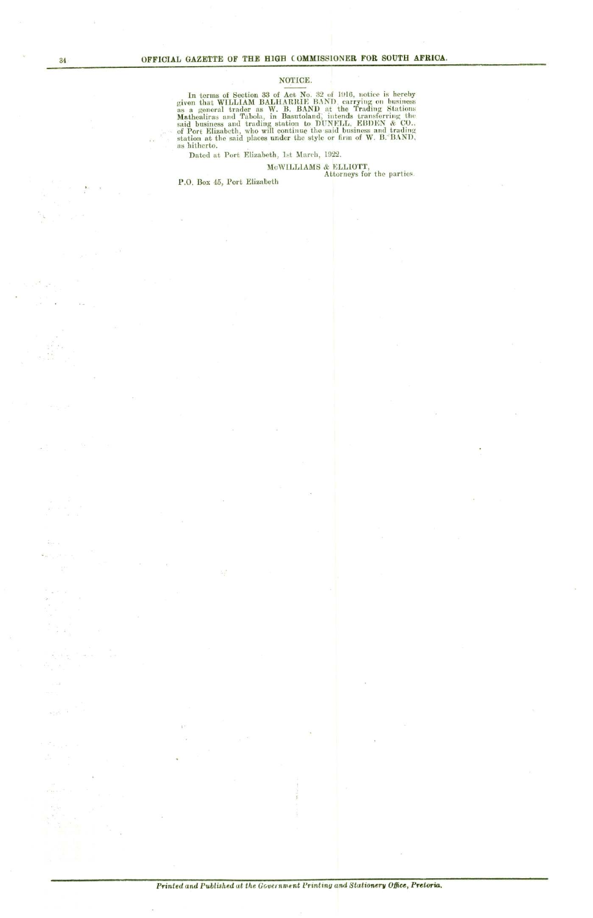## NOTICE.

In terms of Section 33 of Act No. 32 of 1916, notice is hereby given that WILLIAM BALHARRIE BAND, carrying on business as a general trader as W. B. BAND at the Trading Stations Mathealiras and Tabola, in Basutoland, intends transferring the said business and trading station to DUNELL, EBDEN & CO., of Port Elizabeth, who will continue the said business and trading station at the said places under the style or firm of W. B. BAND, as hitherto.

Dated at Port Elizabeth, 1st March, 1922.

McWILLIAMS & ELLIOTT,
Attorneys for the parties.

P.O. Box 45, Port Elizabeth

*Printed and Published at the Government Printing and Stationery Office, Pretoria.*